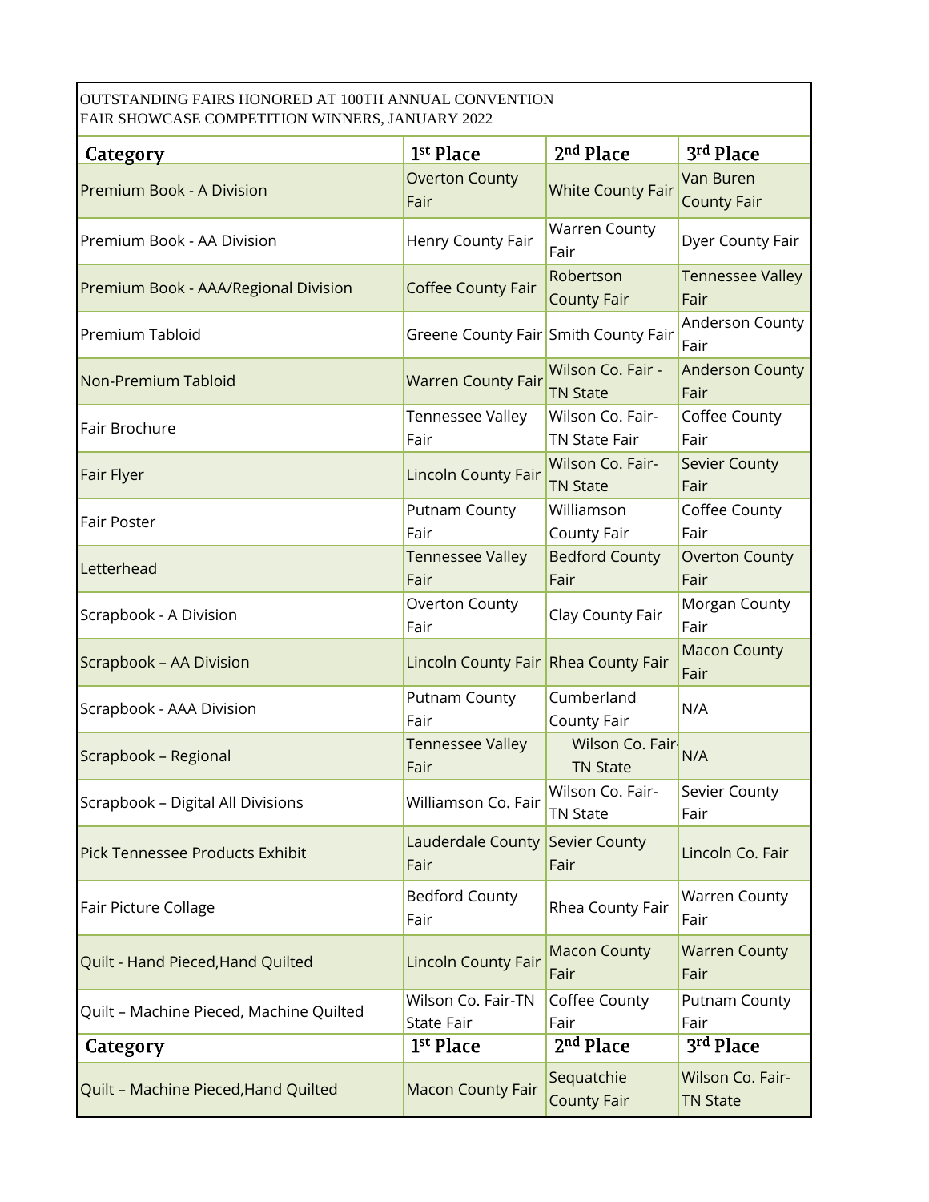OUTSTANDING FAIRS HONORED AT 100TH ANNUAL CONVENTION
FAIR SHOWCASE COMPETITION WINNERS, JANUARY 2022

| Category | 1st Place | 2nd Place | 3rd Place |
|---|---|---|---|
| Premium Book - A Division | Overton County Fair | White County Fair | Van Buren County Fair |
| Premium Book - AA Division | Henry County Fair | Warren County Fair | Dyer County Fair |
| Premium Book - AAA/Regional Division | Coffee County Fair | Robertson County Fair | Tennessee Valley Fair |
| Premium Tabloid | Greene County Fair | Smith County Fair | Anderson County Fair |
| Non-Premium Tabloid | Warren County Fair | Wilson Co. Fair - TN State | Anderson County Fair |
| Fair Brochure | Tennessee Valley Fair | Wilson Co. Fair-TN State Fair | Coffee County Fair |
| Fair Flyer | Lincoln County Fair | Wilson Co. Fair-TN State | Sevier County Fair |
| Fair Poster | Putnam County Fair | Williamson County Fair | Coffee County Fair |
| Letterhead | Tennessee Valley Fair | Bedford County Fair | Overton County Fair |
| Scrapbook - A Division | Overton County Fair | Clay County Fair | Morgan County Fair |
| Scrapbook – AA Division | Lincoln County Fair | Rhea County Fair | Macon County Fair |
| Scrapbook - AAA Division | Putnam County Fair | Cumberland County Fair | N/A |
| Scrapbook – Regional | Tennessee Valley Fair | Wilson Co. Fair-TN State | N/A |
| Scrapbook – Digital All Divisions | Williamson Co. Fair | Wilson Co. Fair-TN State | Sevier County Fair |
| Pick Tennessee Products Exhibit | Lauderdale County Fair | Sevier County Fair | Lincoln Co. Fair |
| Fair Picture Collage | Bedford County Fair | Rhea County Fair | Warren County Fair |
| Quilt - Hand Pieced,Hand Quilted | Lincoln County Fair | Macon County Fair | Warren County Fair |
| Quilt – Machine Pieced, Machine Quilted | Wilson Co. Fair-TN State Fair | Coffee County Fair | Putnam County Fair |
| Quilt – Machine Pieced,Hand Quilted | Macon County Fair | Sequatchie County Fair | Wilson Co. Fair-TN State |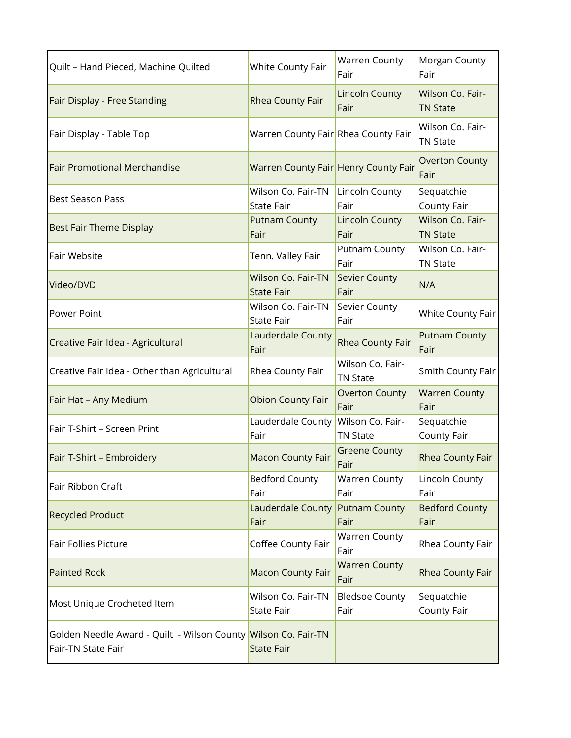| | | | |
|---|---|---|---|
| Quilt – Hand Pieced, Machine Quilted | White County Fair | Warren County Fair | Morgan County Fair |
| Fair Display - Free Standing | Rhea County Fair | Lincoln County Fair | Wilson Co. Fair-TN State |
| Fair Display - Table Top | Warren County Fair | Rhea County Fair | Wilson Co. Fair-TN State |
| Fair Promotional Merchandise | Warren County Fair | Henry County Fair | Overton County Fair |
| Best Season Pass | Wilson Co. Fair-TN State Fair | Lincoln County Fair | Sequatchie County Fair |
| Best Fair Theme Display | Putnam County Fair | Lincoln County Fair | Wilson Co. Fair-TN State |
| Fair Website | Tenn. Valley Fair | Putnam County Fair | Wilson Co. Fair-TN State |
| Video/DVD | Wilson Co. Fair-TN State Fair | Sevier County Fair | N/A |
| Power Point | Wilson Co. Fair-TN State Fair | Sevier County Fair | White County Fair |
| Creative Fair Idea - Agricultural | Lauderdale County Fair | Rhea County Fair | Putnam County Fair |
| Creative Fair Idea - Other than Agricultural | Rhea County Fair | Wilson Co. Fair-TN State | Smith County Fair |
| Fair Hat – Any Medium | Obion County Fair | Overton County Fair | Warren County Fair |
| Fair T-Shirt – Screen Print | Lauderdale County Fair | Wilson Co. Fair-TN State | Sequatchie County Fair |
| Fair T-Shirt – Embroidery | Macon County Fair | Greene County Fair | Rhea County Fair |
| Fair Ribbon Craft | Bedford County Fair | Warren County Fair | Lincoln County Fair |
| Recycled Product | Lauderdale County Fair | Putnam County Fair | Bedford County Fair |
| Fair Follies Picture | Coffee County Fair | Warren County Fair | Rhea County Fair |
| Painted Rock | Macon County Fair | Warren County Fair | Rhea County Fair |
| Most Unique Crocheted Item | Wilson Co. Fair-TN State Fair | Bledsoe County Fair | Sequatchie County Fair |
| Golden Needle Award - Quilt - Wilson County Fair-TN State Fair | Wilson Co. Fair-TN State Fair | | |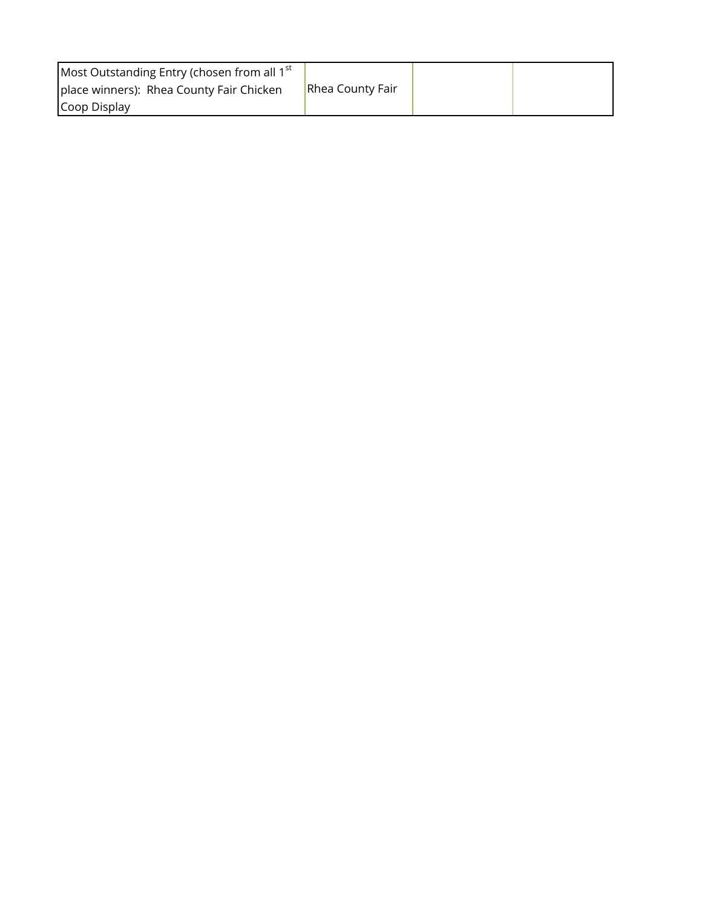| | | | |
|---|---|---|---|
| Most Outstanding Entry (chosen from all 1st place winners): Rhea County Fair Chicken Coop Display | Rhea County Fair | | |